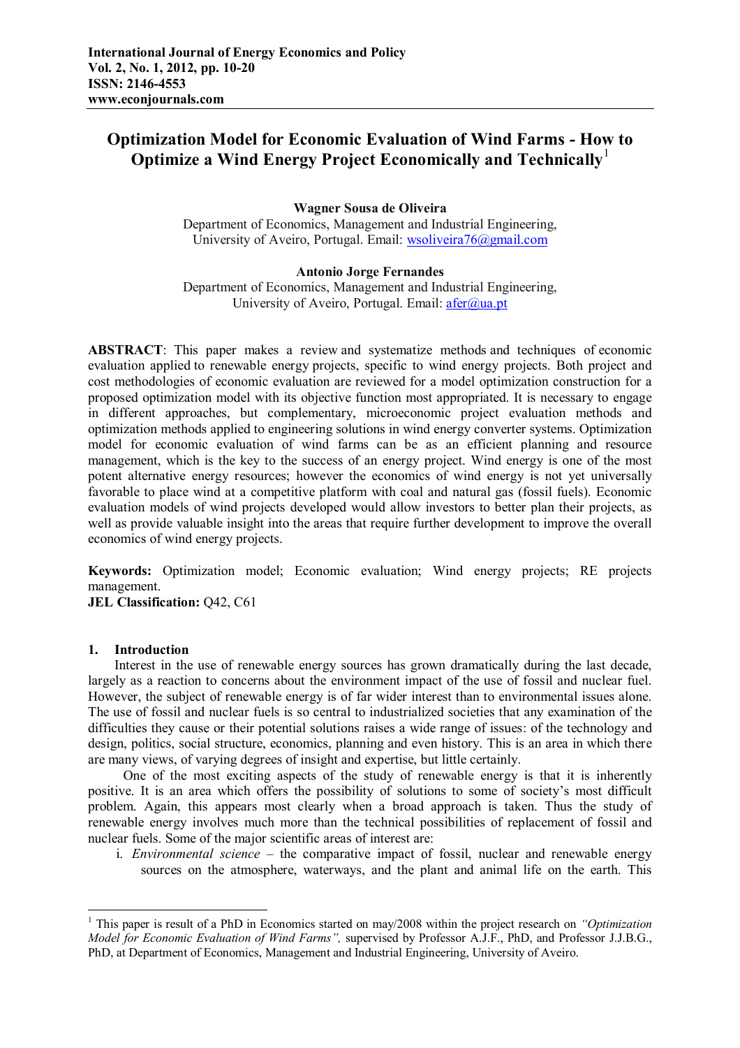International Journal of Energy Economics and Policy
Vol. 2, No. 1, 2012, pp. 10-20
ISSN: 2146-4553
www.econjournals.com

# Optimization Model for Economic Evaluation of Wind Farms - How to Optimize a Wind Energy Project Economically and Technically[1]

**Wagner Sousa de Oliveira**
Department of Economics, Management and Industrial Engineering,
University of Aveiro, Portugal. Email: wsoliveira76@gmail.com

**Antonio Jorge Fernandes**
Department of Economics, Management and Industrial Engineering,
University of Aveiro, Portugal. Email: afer@ua.pt

**ABSTRACT**: This paper makes a review and systematize methods and techniques of economic evaluation applied to renewable energy projects, specific to wind energy projects. Both project and cost methodologies of economic evaluation are reviewed for a model optimization construction for a proposed optimization model with its objective function most appropriated. It is necessary to engage in different approaches, but complementary, microeconomic project evaluation methods and optimization methods applied to engineering solutions in wind energy converter systems. Optimization model for economic evaluation of wind farms can be as an efficient planning and resource management, which is the key to the success of an energy project. Wind energy is one of the most potent alternative energy resources; however the economics of wind energy is not yet universally favorable to place wind at a competitive platform with coal and natural gas (fossil fuels). Economic evaluation models of wind projects developed would allow investors to better plan their projects, as well as provide valuable insight into the areas that require further development to improve the overall economics of wind energy projects.

**Keywords:** Optimization model; Economic evaluation; Wind energy projects; RE projects management.
**JEL Classification:** Q42, C61

## 1. Introduction

Interest in the use of renewable energy sources has grown dramatically during the last decade, largely as a reaction to concerns about the environment impact of the use of fossil and nuclear fuel. However, the subject of renewable energy is of far wider interest than to environmental issues alone. The use of fossil and nuclear fuels is so central to industrialized societies that any examination of the difficulties they cause or their potential solutions raises a wide range of issues: of the technology and design, politics, social structure, economics, planning and even history. This is an area in which there are many views, of varying degrees of insight and expertise, but little certainly.

One of the most exciting aspects of the study of renewable energy is that it is inherently positive. It is an area which offers the possibility of solutions to some of society's most difficult problem. Again, this appears most clearly when a broad approach is taken. Thus the study of renewable energy involves much more than the technical possibilities of replacement of fossil and nuclear fuels. Some of the major scientific areas of interest are:

i. *Environmental science* – the comparative impact of fossil, nuclear and renewable energy sources on the atmosphere, waterways, and the plant and animal life on the earth. This

[1] This paper is result of a PhD in Economics started on may/2008 within the project research on *"Optimization Model for Economic Evaluation of Wind Farms"*, supervised by Professor A.J.F., PhD, and Professor J.J.B.G., PhD, at Department of Economics, Management and Industrial Engineering, University of Aveiro.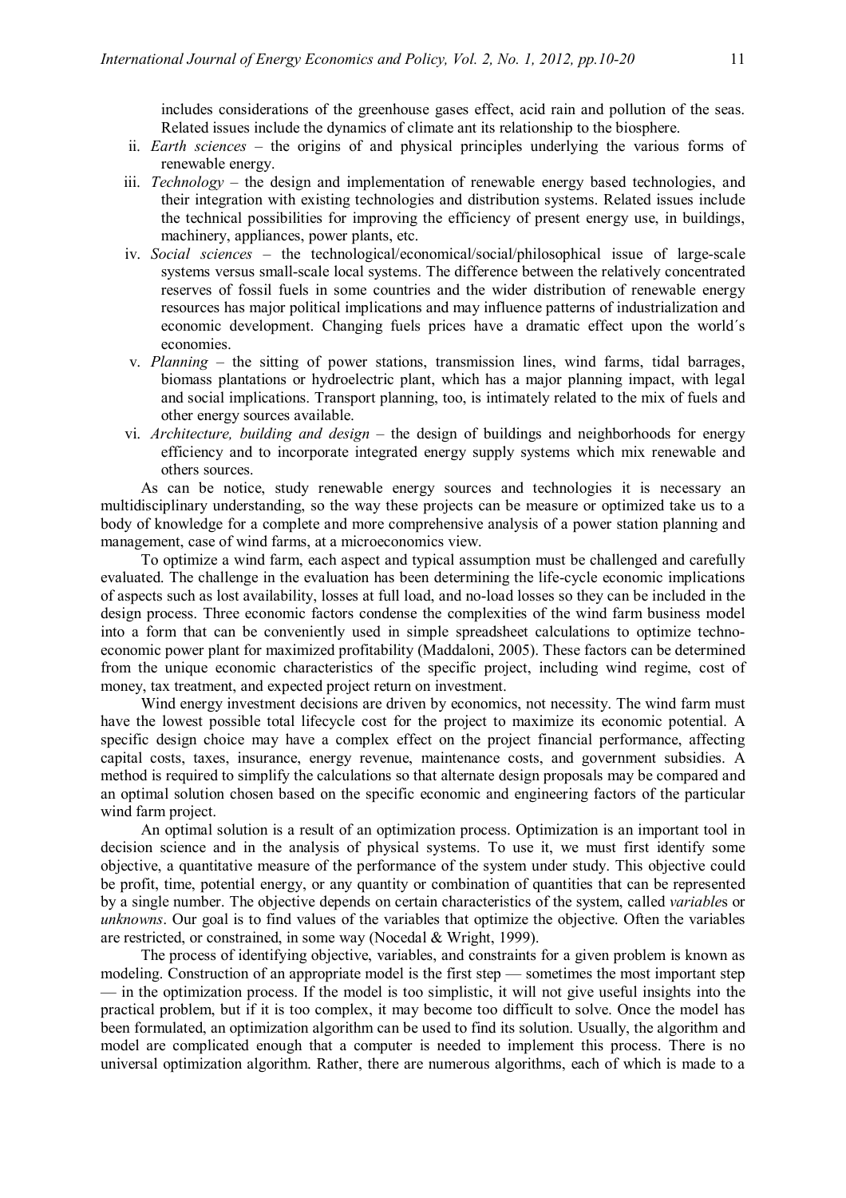includes considerations of the greenhouse gases effect, acid rain and pollution of the seas. Related issues include the dynamics of climate ant its relationship to the biosphere.

ii. *Earth sciences* – the origins of and physical principles underlying the various forms of renewable energy.

iii. *Technology* – the design and implementation of renewable energy based technologies, and their integration with existing technologies and distribution systems. Related issues include the technical possibilities for improving the efficiency of present energy use, in buildings, machinery, appliances, power plants, etc.

iv. *Social sciences* – the technological/economical/social/philosophical issue of large-scale systems versus small-scale local systems. The difference between the relatively concentrated reserves of fossil fuels in some countries and the wider distribution of renewable energy resources has major political implications and may influence patterns of industrialization and economic development. Changing fuels prices have a dramatic effect upon the world´s economies.

v. *Planning* – the sitting of power stations, transmission lines, wind farms, tidal barrages, biomass plantations or hydroelectric plant, which has a major planning impact, with legal and social implications. Transport planning, too, is intimately related to the mix of fuels and other energy sources available.

vi. *Architecture, building and design* – the design of buildings and neighborhoods for energy efficiency and to incorporate integrated energy supply systems which mix renewable and others sources.

As can be notice, study renewable energy sources and technologies it is necessary an multidisciplinary understanding, so the way these projects can be measure or optimized take us to a body of knowledge for a complete and more comprehensive analysis of a power station planning and management, case of wind farms, at a microeconomics view.

To optimize a wind farm, each aspect and typical assumption must be challenged and carefully evaluated. The challenge in the evaluation has been determining the life-cycle economic implications of aspects such as lost availability, losses at full load, and no-load losses so they can be included in the design process. Three economic factors condense the complexities of the wind farm business model into a form that can be conveniently used in simple spreadsheet calculations to optimize techno-economic power plant for maximized profitability (Maddaloni, 2005). These factors can be determined from the unique economic characteristics of the specific project, including wind regime, cost of money, tax treatment, and expected project return on investment.

Wind energy investment decisions are driven by economics, not necessity. The wind farm must have the lowest possible total lifecycle cost for the project to maximize its economic potential. A specific design choice may have a complex effect on the project financial performance, affecting capital costs, taxes, insurance, energy revenue, maintenance costs, and government subsidies. A method is required to simplify the calculations so that alternate design proposals may be compared and an optimal solution chosen based on the specific economic and engineering factors of the particular wind farm project.

An optimal solution is a result of an optimization process. Optimization is an important tool in decision science and in the analysis of physical systems. To use it, we must first identify some objective, a quantitative measure of the performance of the system under study. This objective could be profit, time, potential energy, or any quantity or combination of quantities that can be represented by a single number. The objective depends on certain characteristics of the system, called *variable*s or *unknowns*. Our goal is to find values of the variables that optimize the objective. Often the variables are restricted, or constrained, in some way (Nocedal & Wright, 1999).

The process of identifying objective, variables, and constraints for a given problem is known as modeling. Construction of an appropriate model is the first step — sometimes the most important step — in the optimization process. If the model is too simplistic, it will not give useful insights into the practical problem, but if it is too complex, it may become too difficult to solve. Once the model has been formulated, an optimization algorithm can be used to find its solution. Usually, the algorithm and model are complicated enough that a computer is needed to implement this process. There is no universal optimization algorithm. Rather, there are numerous algorithms, each of which is made to a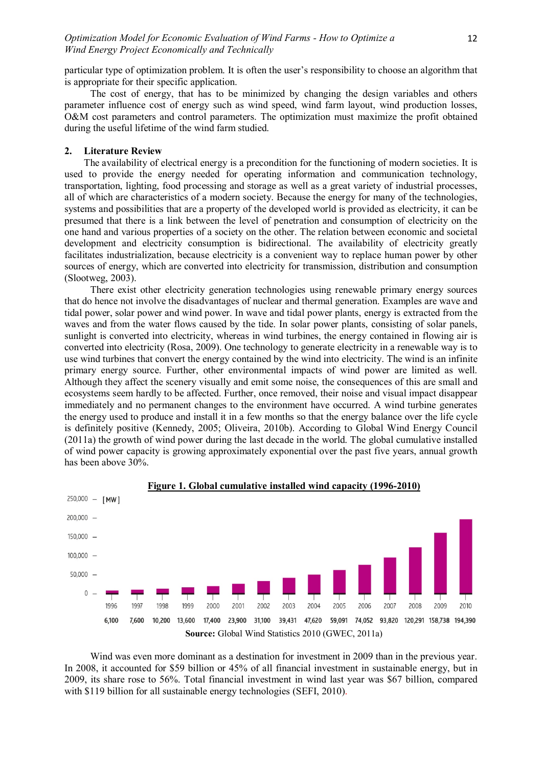particular type of optimization problem. It is often the user's responsibility to choose an algorithm that is appropriate for their specific application.

The cost of energy, that has to be minimized by changing the design variables and others parameter influence cost of energy such as wind speed, wind farm layout, wind production losses, O&M cost parameters and control parameters. The optimization must maximize the profit obtained during the useful lifetime of the wind farm studied.

## 2. Literature Review

The availability of electrical energy is a precondition for the functioning of modern societies. It is used to provide the energy needed for operating information and communication technology, transportation, lighting, food processing and storage as well as a great variety of industrial processes, all of which are characteristics of a modern society. Because the energy for many of the technologies, systems and possibilities that are a property of the developed world is provided as electricity, it can be presumed that there is a link between the level of penetration and consumption of electricity on the one hand and various properties of a society on the other. The relation between economic and societal development and electricity consumption is bidirectional. The availability of electricity greatly facilitates industrialization, because electricity is a convenient way to replace human power by other sources of energy, which are converted into electricity for transmission, distribution and consumption (Slootweg, 2003).

There exist other electricity generation technologies using renewable primary energy sources that do hence not involve the disadvantages of nuclear and thermal generation. Examples are wave and tidal power, solar power and wind power. In wave and tidal power plants, energy is extracted from the waves and from the water flows caused by the tide. In solar power plants, consisting of solar panels, sunlight is converted into electricity, whereas in wind turbines, the energy contained in flowing air is converted into electricity (Rosa, 2009). One technology to generate electricity in a renewable way is to use wind turbines that convert the energy contained by the wind into electricity. The wind is an infinite primary energy source. Further, other environmental impacts of wind power are limited as well. Although they affect the scenery visually and emit some noise, the consequences of this are small and ecosystems seem hardly to be affected. Further, once removed, their noise and visual impact disappear immediately and no permanent changes to the environment have occurred. A wind turbine generates the energy used to produce and install it in a few months so that the energy balance over the life cycle is definitely positive (Kennedy, 2005; Oliveira, 2010b). According to Global Wind Energy Council (2011a) the growth of wind power during the last decade in the world. The global cumulative installed of wind power capacity is growing approximately exponential over the past five years, annual growth has been above 30%.

**Figure 1. Global cumulative installed wind capacity (1996-2010)**

| Year | 1996 | 1997 | 1998 | 1999 | 2000 | 2001 | 2002 | 2003 | 2004 | 2005 | 2006 | 2007 | 2008 | 2009 | 2010 |
|---|---|---|---|---|---|---|---|---|---|---|---|---|---|---|---|
| [MW] | 6,100 | 7,600 | 10,200 | 13,600 | 17,400 | 23,900 | 31,100 | 39,431 | 47,620 | 59,091 | 74,052 | 93,820 | 120,291 | 158,738 | 194,390 |

**Source:** Global Wind Statistics 2010 (GWEC, 2011a)

Wind was even more dominant as a destination for investment in 2009 than in the previous year. In 2008, it accounted for $59 billion or 45% of all financial investment in sustainable energy, but in 2009, its share rose to 56%. Total financial investment in wind last year was $67 billion, compared with $119 billion for all sustainable energy technologies (SEFI, 2010).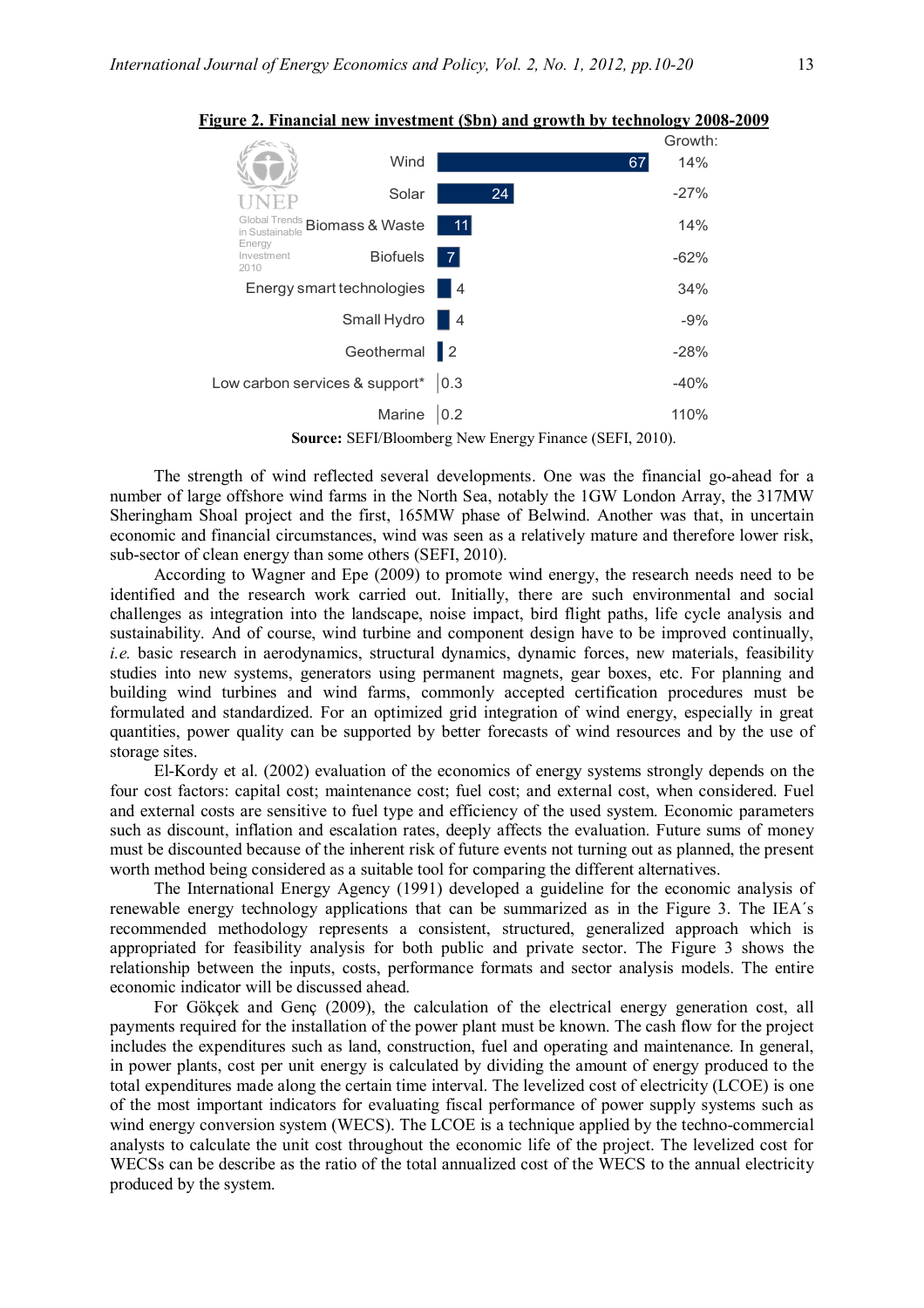**Figure 2. Financial new investment ($bn) and growth by technology 2008-2009**

| Technology | Investment ($bn) | Growth |
|---|---|---|
| Wind | 67 | 14% |
| Solar | 24 | -27% |
| Biomass & Waste | 11 | 14% |
| Biofuels | 7 | -62% |
| Energy smart technologies | 4 | 34% |
| Small Hydro | 4 | -9% |
| Geothermal | 2 | -28% |
| Low carbon services & support* | 0.3 | -40% |
| Marine | 0.2 | 110% |

UNEP Global Trends in Sustainable Energy Investment 2010

**Source:** SEFI/Bloomberg New Energy Finance (SEFI, 2010).

The strength of wind reflected several developments. One was the financial go-ahead for a number of large offshore wind farms in the North Sea, notably the 1GW London Array, the 317MW Sheringham Shoal project and the first, 165MW phase of Belwind. Another was that, in uncertain economic and financial circumstances, wind was seen as a relatively mature and therefore lower risk, sub-sector of clean energy than some others (SEFI, 2010).

According to Wagner and Epe (2009) to promote wind energy, the research needs need to be identified and the research work carried out. Initially, there are such environmental and social challenges as integration into the landscape, noise impact, bird flight paths, life cycle analysis and sustainability. And of course, wind turbine and component design have to be improved continually, *i.e.* basic research in aerodynamics, structural dynamics, dynamic forces, new materials, feasibility studies into new systems, generators using permanent magnets, gear boxes, etc. For planning and building wind turbines and wind farms, commonly accepted certification procedures must be formulated and standardized. For an optimized grid integration of wind energy, especially in great quantities, power quality can be supported by better forecasts of wind resources and by the use of storage sites.

El-Kordy et al. (2002) evaluation of the economics of energy systems strongly depends on the four cost factors: capital cost; maintenance cost; fuel cost; and external cost, when considered. Fuel and external costs are sensitive to fuel type and efficiency of the used system. Economic parameters such as discount, inflation and escalation rates, deeply affects the evaluation. Future sums of money must be discounted because of the inherent risk of future events not turning out as planned, the present worth method being considered as a suitable tool for comparing the different alternatives.

The International Energy Agency (1991) developed a guideline for the economic analysis of renewable energy technology applications that can be summarized as in the Figure 3. The IEA´s recommended methodology represents a consistent, structured, generalized approach which is appropriated for feasibility analysis for both public and private sector. The Figure 3 shows the relationship between the inputs, costs, performance formats and sector analysis models. The entire economic indicator will be discussed ahead.

For Gökçek and Genç (2009), the calculation of the electrical energy generation cost, all payments required for the installation of the power plant must be known. The cash flow for the project includes the expenditures such as land, construction, fuel and operating and maintenance. In general, in power plants, cost per unit energy is calculated by dividing the amount of energy produced to the total expenditures made along the certain time interval. The levelized cost of electricity (LCOE) is one of the most important indicators for evaluating fiscal performance of power supply systems such as wind energy conversion system (WECS). The LCOE is a technique applied by the techno-commercial analysts to calculate the unit cost throughout the economic life of the project. The levelized cost for WECSs can be describe as the ratio of the total annualized cost of the WECS to the annual electricity produced by the system.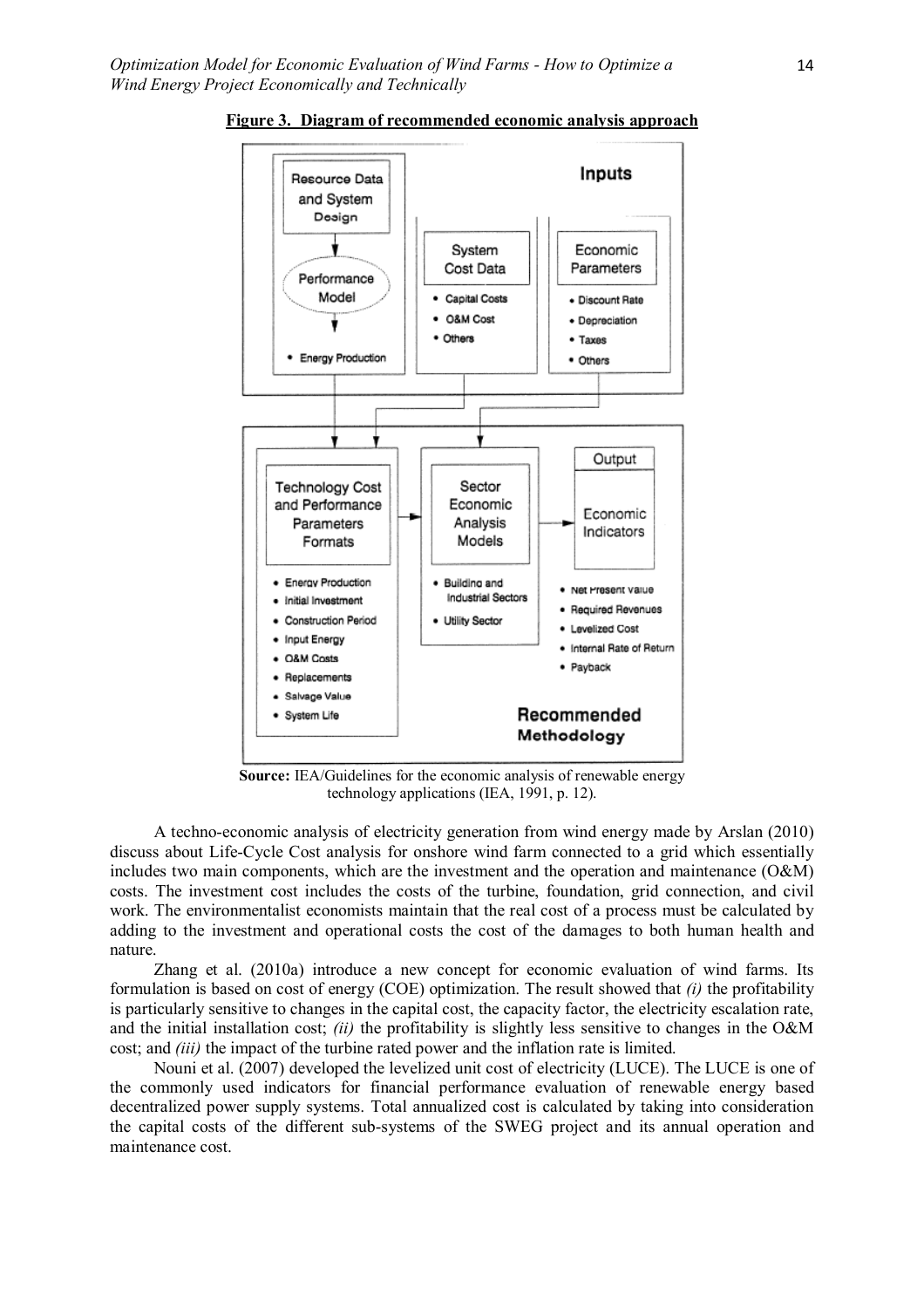**Figure 3. Diagram of recommended economic analysis approach**

**Source:** IEA/Guidelines for the economic analysis of renewable energy technology applications (IEA, 1991, p. 12).

A techno-economic analysis of electricity generation from wind energy made by Arslan (2010) discuss about Life-Cycle Cost analysis for onshore wind farm connected to a grid which essentially includes two main components, which are the investment and the operation and maintenance (O&M) costs. The investment cost includes the costs of the turbine, foundation, grid connection, and civil work. The environmentalist economists maintain that the real cost of a process must be calculated by adding to the investment and operational costs the cost of the damages to both human health and nature.

Zhang et al. (2010a) introduce a new concept for economic evaluation of wind farms. Its formulation is based on cost of energy (COE) optimization. The result showed that *(i)* the profitability is particularly sensitive to changes in the capital cost, the capacity factor, the electricity escalation rate, and the initial installation cost; *(ii)* the profitability is slightly less sensitive to changes in the O&M cost; and *(iii)* the impact of the turbine rated power and the inflation rate is limited.

Nouni et al. (2007) developed the levelized unit cost of electricity (LUCE). The LUCE is one of the commonly used indicators for financial performance evaluation of renewable energy based decentralized power supply systems. Total annualized cost is calculated by taking into consideration the capital costs of the different sub-systems of the SWEG project and its annual operation and maintenance cost.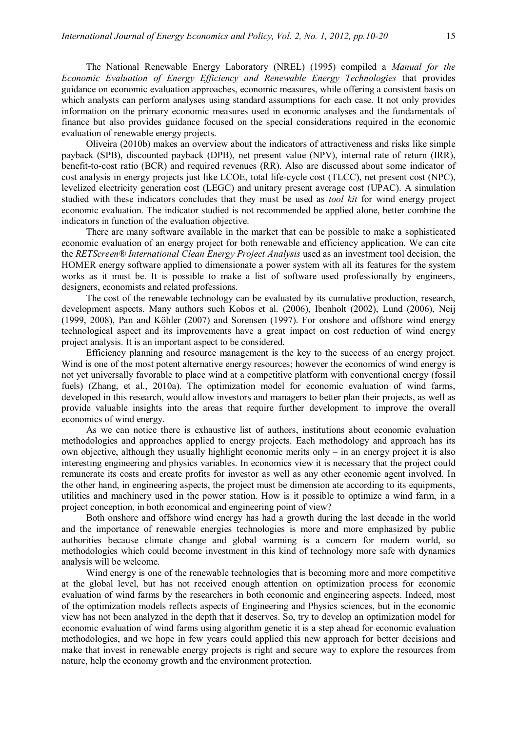The National Renewable Energy Laboratory (NREL) (1995) compiled a *Manual for the Economic Evaluation of Energy Efficiency and Renewable Energy Technologies* that provides guidance on economic evaluation approaches, economic measures, while offering a consistent basis on which analysts can perform analyses using standard assumptions for each case. It not only provides information on the primary economic measures used in economic analyses and the fundamentals of finance but also provides guidance focused on the special considerations required in the economic evaluation of renewable energy projects.

Oliveira (2010b) makes an overview about the indicators of attractiveness and risks like simple payback (SPB), discounted payback (DPB), net present value (NPV), internal rate of return (IRR), benefit-to-cost ratio (BCR) and required revenues (RR). Also are discussed about some indicator of cost analysis in energy projects just like LCOE, total life-cycle cost (TLCC), net present cost (NPC), levelized electricity generation cost (LEGC) and unitary present average cost (UPAC). A simulation studied with these indicators concludes that they must be used as *tool kit* for wind energy project economic evaluation. The indicator studied is not recommended be applied alone, better combine the indicators in function of the evaluation objective.

There are many software available in the market that can be possible to make a sophisticated economic evaluation of an energy project for both renewable and efficiency application. We can cite the *RETScreen® International Clean Energy Project Analysis* used as an investment tool decision, the HOMER energy software applied to dimensionate a power system with all its features for the system works as it must be. It is possible to make a list of software used professionally by engineers, designers, economists and related professions.

The cost of the renewable technology can be evaluated by its cumulative production, research, development aspects. Many authors such Kobos et al. (2006), Ibenholt (2002), Lund (2006), Neij (1999, 2008), Pan and Köhler (2007) and Sorensen (1997). For onshore and offshore wind energy technological aspect and its improvements have a great impact on cost reduction of wind energy project analysis. It is an important aspect to be considered.

Efficiency planning and resource management is the key to the success of an energy project. Wind is one of the most potent alternative energy resources; however the economics of wind energy is not yet universally favorable to place wind at a competitive platform with conventional energy (fossil fuels) (Zhang, et al., 2010a). The optimization model for economic evaluation of wind farms, developed in this research, would allow investors and managers to better plan their projects, as well as provide valuable insights into the areas that require further development to improve the overall economics of wind energy.

As we can notice there is exhaustive list of authors, institutions about economic evaluation methodologies and approaches applied to energy projects. Each methodology and approach has its own objective, although they usually highlight economic merits only – in an energy project it is also interesting engineering and physics variables. In economics view it is necessary that the project could remunerate its costs and create profits for investor as well as any other economic agent involved. In the other hand, in engineering aspects, the project must be dimension ate according to its equipments, utilities and machinery used in the power station. How is it possible to optimize a wind farm, in a project conception, in both economical and engineering point of view?

Both onshore and offshore wind energy has had a growth during the last decade in the world and the importance of renewable energies technologies is more and more emphasized by public authorities because climate change and global warming is a concern for modern world, so methodologies which could become investment in this kind of technology more safe with dynamics analysis will be welcome.

Wind energy is one of the renewable technologies that is becoming more and more competitive at the global level, but has not received enough attention on optimization process for economic evaluation of wind farms by the researchers in both economic and engineering aspects. Indeed, most of the optimization models reflects aspects of Engineering and Physics sciences, but in the economic view has not been analyzed in the depth that it deserves. So, try to develop an optimization model for economic evaluation of wind farms using algorithm genetic it is a step ahead for economic evaluation methodologies, and we hope in few years could applied this new approach for better decisions and make that invest in renewable energy projects is right and secure way to explore the resources from nature, help the economy growth and the environment protection.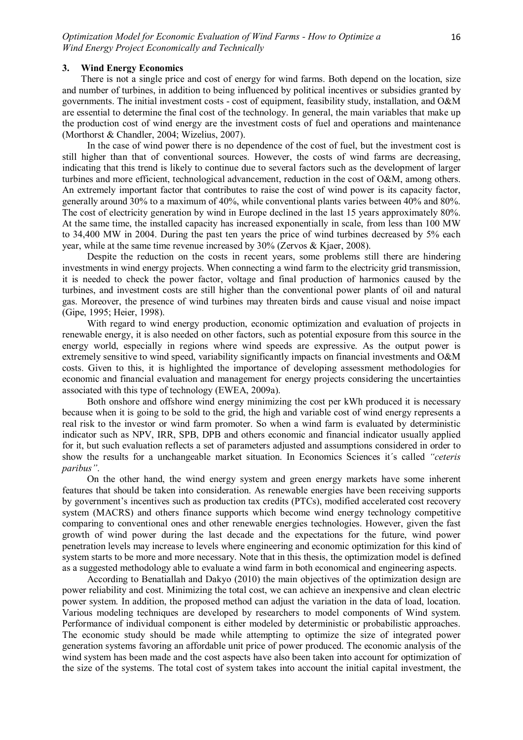## 3. Wind Energy Economics

There is not a single price and cost of energy for wind farms. Both depend on the location, size and number of turbines, in addition to being influenced by political incentives or subsidies granted by governments. The initial investment costs - cost of equipment, feasibility study, installation, and O&M are essential to determine the final cost of the technology. In general, the main variables that make up the production cost of wind energy are the investment costs of fuel and operations and maintenance (Morthorst & Chandler, 2004; Wizelius, 2007).

In the case of wind power there is no dependence of the cost of fuel, but the investment cost is still higher than that of conventional sources. However, the costs of wind farms are decreasing, indicating that this trend is likely to continue due to several factors such as the development of larger turbines and more efficient, technological advancement, reduction in the cost of O&M, among others. An extremely important factor that contributes to raise the cost of wind power is its capacity factor, generally around 30% to a maximum of 40%, while conventional plants varies between 40% and 80%. The cost of electricity generation by wind in Europe declined in the last 15 years approximately 80%. At the same time, the installed capacity has increased exponentially in scale, from less than 100 MW to 34,400 MW in 2004. During the past ten years the price of wind turbines decreased by 5% each year, while at the same time revenue increased by 30% (Zervos & Kjaer, 2008).

Despite the reduction on the costs in recent years, some problems still there are hindering investments in wind energy projects. When connecting a wind farm to the electricity grid transmission, it is needed to check the power factor, voltage and final production of harmonics caused by the turbines, and investment costs are still higher than the conventional power plants of oil and natural gas. Moreover, the presence of wind turbines may threaten birds and cause visual and noise impact (Gipe, 1995; Heier, 1998).

With regard to wind energy production, economic optimization and evaluation of projects in renewable energy, it is also needed on other factors, such as potential exposure from this source in the energy world, especially in regions where wind speeds are expressive. As the output power is extremely sensitive to wind speed, variability significantly impacts on financial investments and O&M costs. Given to this, it is highlighted the importance of developing assessment methodologies for economic and financial evaluation and management for energy projects considering the uncertainties associated with this type of technology (EWEA, 2009a).

Both onshore and offshore wind energy minimizing the cost per kWh produced it is necessary because when it is going to be sold to the grid, the high and variable cost of wind energy represents a real risk to the investor or wind farm promoter. So when a wind farm is evaluated by deterministic indicator such as NPV, IRR, SPB, DPB and others economic and financial indicator usually applied for it, but such evaluation reflects a set of parameters adjusted and assumptions considered in order to show the results for a unchangeable market situation. In Economics Sciences it´s called *"ceteris paribus"*.

On the other hand, the wind energy system and green energy markets have some inherent features that should be taken into consideration. As renewable energies have been receiving supports by government's incentives such as production tax credits (PTCs), modified accelerated cost recovery system (MACRS) and others finance supports which become wind energy technology competitive comparing to conventional ones and other renewable energies technologies. However, given the fast growth of wind power during the last decade and the expectations for the future, wind power penetration levels may increase to levels where engineering and economic optimization for this kind of system starts to be more and more necessary. Note that in this thesis, the optimization model is defined as a suggested methodology able to evaluate a wind farm in both economical and engineering aspects.

According to Benatiallah and Dakyo (2010) the main objectives of the optimization design are power reliability and cost. Minimizing the total cost, we can achieve an inexpensive and clean electric power system. In addition, the proposed method can adjust the variation in the data of load, location. Various modeling techniques are developed by researchers to model components of Wind system. Performance of individual component is either modeled by deterministic or probabilistic approaches. The economic study should be made while attempting to optimize the size of integrated power generation systems favoring an affordable unit price of power produced. The economic analysis of the wind system has been made and the cost aspects have also been taken into account for optimization of the size of the systems. The total cost of system takes into account the initial capital investment, the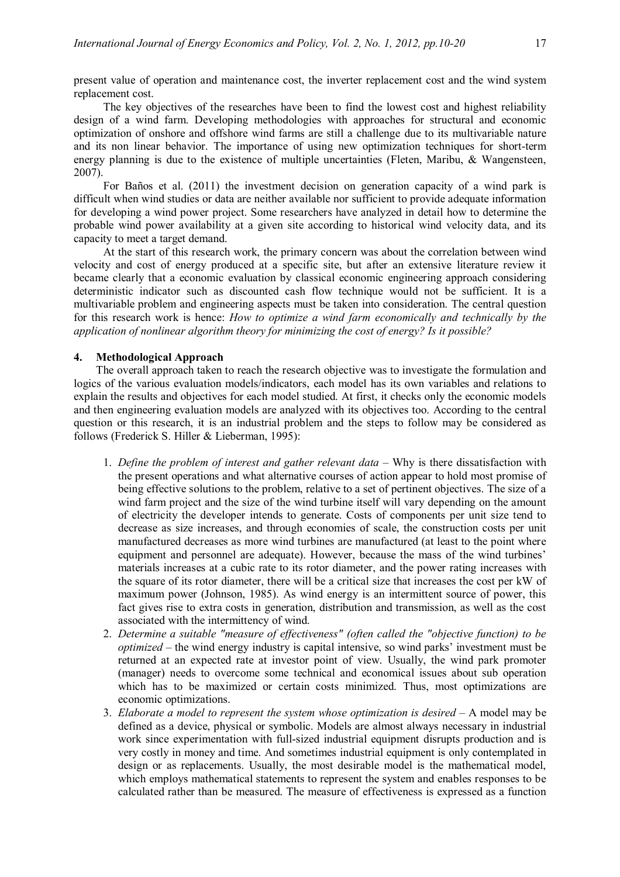present value of operation and maintenance cost, the inverter replacement cost and the wind system replacement cost.

The key objectives of the researches have been to find the lowest cost and highest reliability design of a wind farm. Developing methodologies with approaches for structural and economic optimization of onshore and offshore wind farms are still a challenge due to its multivariable nature and its non linear behavior. The importance of using new optimization techniques for short-term energy planning is due to the existence of multiple uncertainties (Fleten, Maribu, & Wangensteen, 2007).

For Baños et al. (2011) the investment decision on generation capacity of a wind park is difficult when wind studies or data are neither available nor sufficient to provide adequate information for developing a wind power project. Some researchers have analyzed in detail how to determine the probable wind power availability at a given site according to historical wind velocity data, and its capacity to meet a target demand.

At the start of this research work, the primary concern was about the correlation between wind velocity and cost of energy produced at a specific site, but after an extensive literature review it became clearly that a economic evaluation by classical economic engineering approach considering deterministic indicator such as discounted cash flow technique would not be sufficient. It is a multivariable problem and engineering aspects must be taken into consideration. The central question for this research work is hence: *How to optimize a wind farm economically and technically by the application of nonlinear algorithm theory for minimizing the cost of energy? Is it possible?*

## 4. Methodological Approach

The overall approach taken to reach the research objective was to investigate the formulation and logics of the various evaluation models/indicators, each model has its own variables and relations to explain the results and objectives for each model studied. At first, it checks only the economic models and then engineering evaluation models are analyzed with its objectives too. According to the central question or this research, it is an industrial problem and the steps to follow may be considered as follows (Frederick S. Hiller & Lieberman, 1995):

1. *Define the problem of interest and gather relevant data* – Why is there dissatisfaction with the present operations and what alternative courses of action appear to hold most promise of being effective solutions to the problem, relative to a set of pertinent objectives. The size of a wind farm project and the size of the wind turbine itself will vary depending on the amount of electricity the developer intends to generate. Costs of components per unit size tend to decrease as size increases, and through economies of scale, the construction costs per unit manufactured decreases as more wind turbines are manufactured (at least to the point where equipment and personnel are adequate). However, because the mass of the wind turbines' materials increases at a cubic rate to its rotor diameter, and the power rating increases with the square of its rotor diameter, there will be a critical size that increases the cost per kW of maximum power (Johnson, 1985). As wind energy is an intermittent source of power, this fact gives rise to extra costs in generation, distribution and transmission, as well as the cost associated with the intermittency of wind.
2. *Determine a suitable "measure of effectiveness" (often called the "objective function) to be optimized* – the wind energy industry is capital intensive, so wind parks' investment must be returned at an expected rate at investor point of view. Usually, the wind park promoter (manager) needs to overcome some technical and economical issues about sub operation which has to be maximized or certain costs minimized. Thus, most optimizations are economic optimizations.
3. *Elaborate a model to represent the system whose optimization is desired* – A model may be defined as a device, physical or symbolic. Models are almost always necessary in industrial work since experimentation with full-sized industrial equipment disrupts production and is very costly in money and time. And sometimes industrial equipment is only contemplated in design or as replacements. Usually, the most desirable model is the mathematical model, which employs mathematical statements to represent the system and enables responses to be calculated rather than be measured. The measure of effectiveness is expressed as a function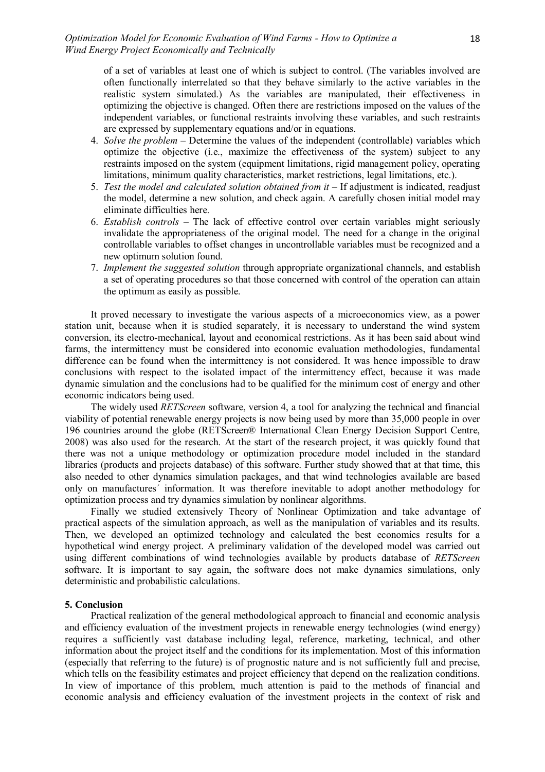of a set of variables at least one of which is subject to control. (The variables involved are often functionally interrelated so that they behave similarly to the active variables in the realistic system simulated.) As the variables are manipulated, their effectiveness in optimizing the objective is changed. Often there are restrictions imposed on the values of the independent variables, or functional restraints involving these variables, and such restraints are expressed by supplementary equations and/or in equations.

4. *Solve the problem* – Determine the values of the independent (controllable) variables which optimize the objective (i.e., maximize the effectiveness of the system) subject to any restraints imposed on the system (equipment limitations, rigid management policy, operating limitations, minimum quality characteristics, market restrictions, legal limitations, etc.).
5. *Test the model and calculated solution obtained from it* – If adjustment is indicated, readjust the model, determine a new solution, and check again. A carefully chosen initial model may eliminate difficulties here.
6. *Establish controls* – The lack of effective control over certain variables might seriously invalidate the appropriateness of the original model. The need for a change in the original controllable variables to offset changes in uncontrollable variables must be recognized and a new optimum solution found.
7. *Implement the suggested solution* through appropriate organizational channels, and establish a set of operating procedures so that those concerned with control of the operation can attain the optimum as easily as possible.

It proved necessary to investigate the various aspects of a microeconomics view, as a power station unit, because when it is studied separately, it is necessary to understand the wind system conversion, its electro-mechanical, layout and economical restrictions. As it has been said about wind farms, the intermittency must be considered into economic evaluation methodologies, fundamental difference can be found when the intermittency is not considered. It was hence impossible to draw conclusions with respect to the isolated impact of the intermittency effect, because it was made dynamic simulation and the conclusions had to be qualified for the minimum cost of energy and other economic indicators being used.

The widely used *RETScreen* software, version 4, a tool for analyzing the technical and financial viability of potential renewable energy projects is now being used by more than 35,000 people in over 196 countries around the globe (RETScreen® International Clean Energy Decision Support Centre, 2008) was also used for the research. At the start of the research project, it was quickly found that there was not a unique methodology or optimization procedure model included in the standard libraries (products and projects database) of this software. Further study showed that at that time, this also needed to other dynamics simulation packages, and that wind technologies available are based only on manufactures´ information. It was therefore inevitable to adopt another methodology for optimization process and try dynamics simulation by nonlinear algorithms.

Finally we studied extensively Theory of Nonlinear Optimization and take advantage of practical aspects of the simulation approach, as well as the manipulation of variables and its results. Then, we developed an optimized technology and calculated the best economics results for a hypothetical wind energy project. A preliminary validation of the developed model was carried out using different combinations of wind technologies available by products database of *RETScreen* software. It is important to say again, the software does not make dynamics simulations, only deterministic and probabilistic calculations.

## 5. Conclusion

Practical realization of the general methodological approach to financial and economic analysis and efficiency evaluation of the investment projects in renewable energy technologies (wind energy) requires a sufficiently vast database including legal, reference, marketing, technical, and other information about the project itself and the conditions for its implementation. Most of this information (especially that referring to the future) is of prognostic nature and is not sufficiently full and precise, which tells on the feasibility estimates and project efficiency that depend on the realization conditions. In view of importance of this problem, much attention is paid to the methods of financial and economic analysis and efficiency evaluation of the investment projects in the context of risk and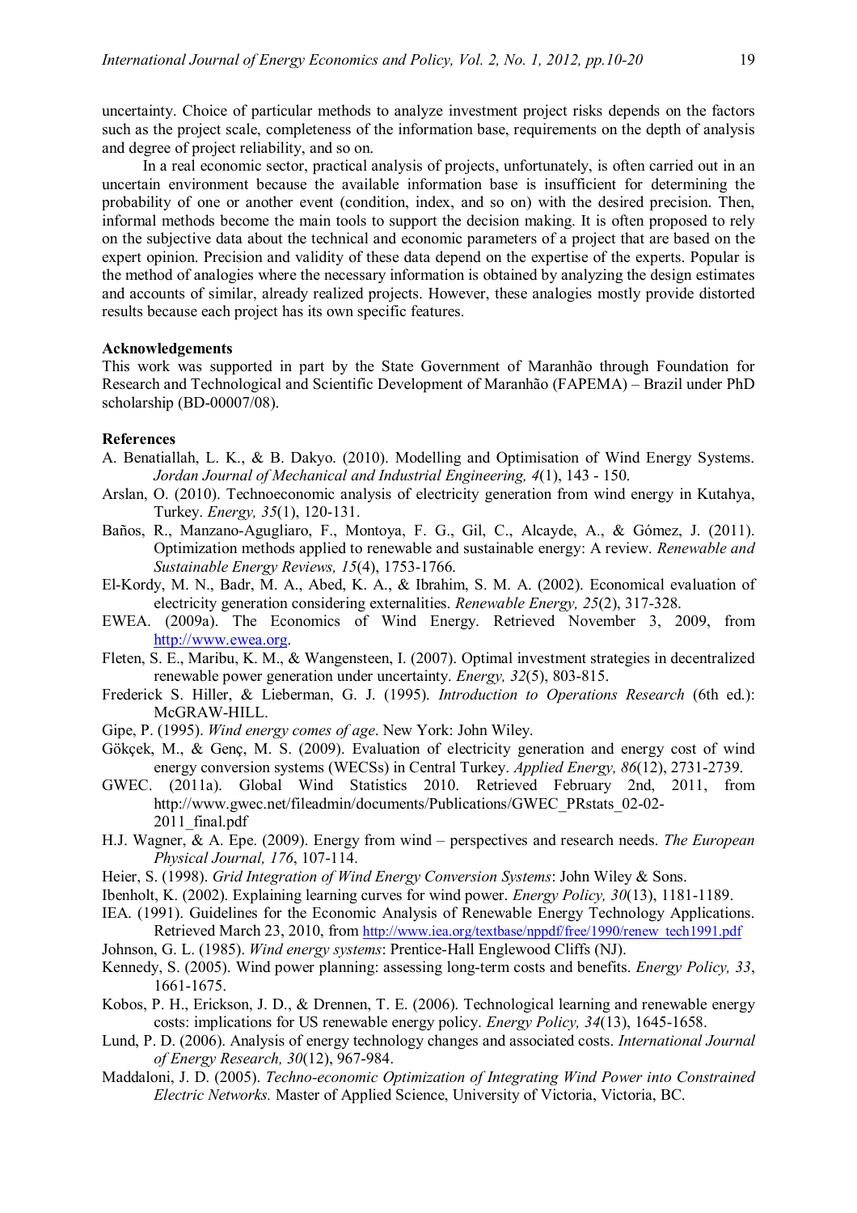uncertainty. Choice of particular methods to analyze investment project risks depends on the factors such as the project scale, completeness of the information base, requirements on the depth of analysis and degree of project reliability, and so on.

In a real economic sector, practical analysis of projects, unfortunately, is often carried out in an uncertain environment because the available information base is insufficient for determining the probability of one or another event (condition, index, and so on) with the desired precision. Then, informal methods become the main tools to support the decision making. It is often proposed to rely on the subjective data about the technical and economic parameters of a project that are based on the expert opinion. Precision and validity of these data depend on the expertise of the experts. Popular is the method of analogies where the necessary information is obtained by analyzing the design estimates and accounts of similar, already realized projects. However, these analogies mostly provide distorted results because each project has its own specific features.

**Acknowledgements**

This work was supported in part by the State Government of Maranhão through Foundation for Research and Technological and Scientific Development of Maranhão (FAPEMA) – Brazil under PhD scholarship (BD-00007/08).

**References**

A. Benatiallah, L. K., & B. Dakyo. (2010). Modelling and Optimisation of Wind Energy Systems. *Jordan Journal of Mechanical and Industrial Engineering, 4*(1), 143 - 150.

Arslan, O. (2010). Technoeconomic analysis of electricity generation from wind energy in Kutahya, Turkey. *Energy, 35*(1), 120-131.

Baños, R., Manzano-Agugliaro, F., Montoya, F. G., Gil, C., Alcayde, A., & Gómez, J. (2011). Optimization methods applied to renewable and sustainable energy: A review. *Renewable and Sustainable Energy Reviews, 15*(4), 1753-1766.

El-Kordy, M. N., Badr, M. A., Abed, K. A., & Ibrahim, S. M. A. (2002). Economical evaluation of electricity generation considering externalities. *Renewable Energy, 25*(2), 317-328.

EWEA. (2009a). The Economics of Wind Energy. Retrieved November 3, 2009, from http://www.ewea.org.

Fleten, S. E., Maribu, K. M., & Wangensteen, I. (2007). Optimal investment strategies in decentralized renewable power generation under uncertainty. *Energy, 32*(5), 803-815.

Frederick S. Hiller, & Lieberman, G. J. (1995). *Introduction to Operations Research* (6th ed.): McGRAW-HILL.

Gipe, P. (1995). *Wind energy comes of age*. New York: John Wiley.

Gökçek, M., & Genç, M. S. (2009). Evaluation of electricity generation and energy cost of wind energy conversion systems (WECSs) in Central Turkey. *Applied Energy, 86*(12), 2731-2739.

GWEC. (2011a). Global Wind Statistics 2010. Retrieved February 2nd, 2011, from http://www.gwec.net/fileadmin/documents/Publications/GWEC_PRstats_02-02-2011_final.pdf

H.J. Wagner, & A. Epe. (2009). Energy from wind – perspectives and research needs. *The European Physical Journal, 176*, 107-114.

Heier, S. (1998). *Grid Integration of Wind Energy Conversion Systems*: John Wiley & Sons.

Ibenholt, K. (2002). Explaining learning curves for wind power. *Energy Policy, 30*(13), 1181-1189.

IEA. (1991). Guidelines for the Economic Analysis of Renewable Energy Technology Applications. Retrieved March 23, 2010, from http://www.iea.org/textbase/nppdf/free/1990/renew_tech1991.pdf

Johnson, G. L. (1985). *Wind energy systems*: Prentice-Hall Englewood Cliffs (NJ).

Kennedy, S. (2005). Wind power planning: assessing long-term costs and benefits. *Energy Policy, 33*, 1661-1675.

Kobos, P. H., Erickson, J. D., & Drennen, T. E. (2006). Technological learning and renewable energy costs: implications for US renewable energy policy. *Energy Policy, 34*(13), 1645-1658.

Lund, P. D. (2006). Analysis of energy technology changes and associated costs. *International Journal of Energy Research, 30*(12), 967-984.

Maddaloni, J. D. (2005). *Techno-economic Optimization of Integrating Wind Power into Constrained Electric Networks.* Master of Applied Science, University of Victoria, Victoria, BC.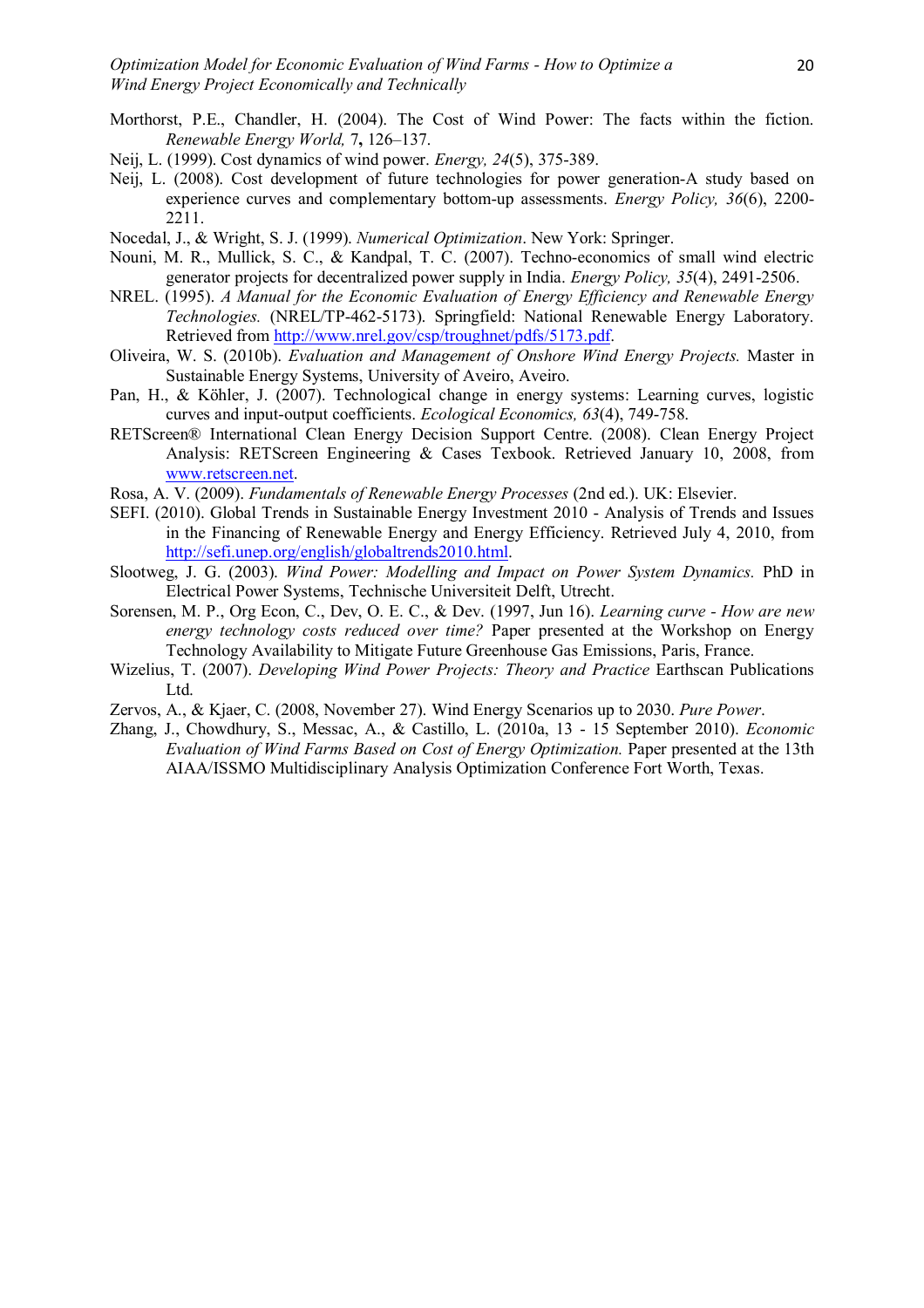Morthorst, P.E., Chandler, H. (2004). The Cost of Wind Power: The facts within the fiction. *Renewable Energy World,* 7**,** 126–137.

Neij, L. (1999). Cost dynamics of wind power. *Energy, 24*(5), 375-389.

Neij, L. (2008). Cost development of future technologies for power generation-A study based on experience curves and complementary bottom-up assessments. *Energy Policy, 36*(6), 2200-2211.

Nocedal, J., & Wright, S. J. (1999). *Numerical Optimization*. New York: Springer.

Nouni, M. R., Mullick, S. C., & Kandpal, T. C. (2007). Techno-economics of small wind electric generator projects for decentralized power supply in India. *Energy Policy, 35*(4), 2491-2506.

NREL. (1995). *A Manual for the Economic Evaluation of Energy Efficiency and Renewable Energy Technologies.* (NREL/TP-462-5173). Springfield: National Renewable Energy Laboratory. Retrieved from http://www.nrel.gov/csp/troughnet/pdfs/5173.pdf.

Oliveira, W. S. (2010b). *Evaluation and Management of Onshore Wind Energy Projects.* Master in Sustainable Energy Systems, University of Aveiro, Aveiro.

Pan, H., & Köhler, J. (2007). Technological change in energy systems: Learning curves, logistic curves and input-output coefficients. *Ecological Economics, 63*(4), 749-758.

RETScreen® International Clean Energy Decision Support Centre. (2008). Clean Energy Project Analysis: RETScreen Engineering & Cases Texbook. Retrieved January 10, 2008, from www.retscreen.net.

Rosa, A. V. (2009). *Fundamentals of Renewable Energy Processes* (2nd ed.). UK: Elsevier.

SEFI. (2010). Global Trends in Sustainable Energy Investment 2010 - Analysis of Trends and Issues in the Financing of Renewable Energy and Energy Efficiency. Retrieved July 4, 2010, from http://sefi.unep.org/english/globaltrends2010.html.

Slootweg, J. G. (2003). *Wind Power: Modelling and Impact on Power System Dynamics.* PhD in Electrical Power Systems, Technische Universiteit Delft, Utrecht.

Sorensen, M. P., Org Econ, C., Dev, O. E. C., & Dev. (1997, Jun 16). *Learning curve - How are new energy technology costs reduced over time?* Paper presented at the Workshop on Energy Technology Availability to Mitigate Future Greenhouse Gas Emissions, Paris, France.

Wizelius, T. (2007). *Developing Wind Power Projects: Theory and Practice* Earthscan Publications Ltd.

Zervos, A., & Kjaer, C. (2008, November 27). Wind Energy Scenarios up to 2030. *Pure Power*.

Zhang, J., Chowdhury, S., Messac, A., & Castillo, L. (2010a, 13 - 15 September 2010). *Economic Evaluation of Wind Farms Based on Cost of Energy Optimization.* Paper presented at the 13th AIAA/ISSMO Multidisciplinary Analysis Optimization Conference Fort Worth, Texas.